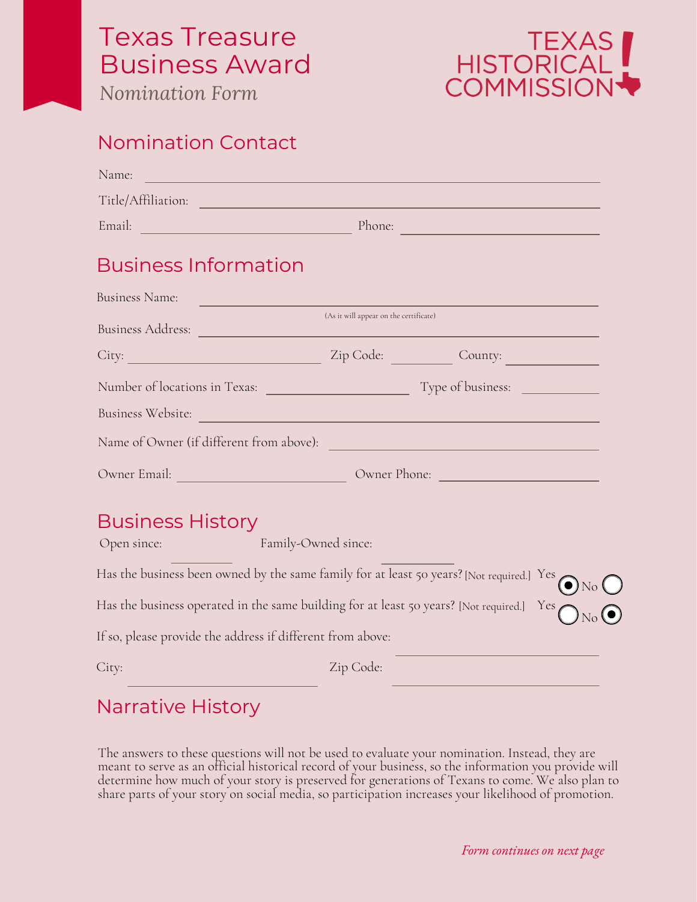# Texas Treasure Business Award

*Nomination Form*

TEXAS HISTORICAL COMMISSION

## Nomination Contact

Name: ______________________________

Title/Affiliation: ______________________________

Email: ______________________ Phone: ______________________

## Business Information

Business Name: ______________________________
(As it will appear on the certificate)

Business Address: ______________________________

City: ______________ Zip Code: __________ County: __________

Number of locations in Texas: ______________ Type of business: __________

Business Website: ______________________________

Name of Owner (if different from above): ______________________________

Owner Email: ______________________ Owner Phone: ______________________

## Business History

Open since: __________ Family-Owned since: __________

Has the business been owned by the same family for at least 50 years? [Not required.] Yes (●) No ( )

Has the business operated in the same building for at least 50 years? [Not required.] Yes ( ) No (●)

If so, please provide the address if different from above: ______________________________

City: ______________ Zip Code: ______________

## Narrative History

The answers to these questions will not be used to evaluate your nomination. Instead, they are meant to serve as an official historical record of your business, so the information you provide will determine how much of your story is preserved for generations of Texans to come. We also plan to share parts of your story on social media, so participation increases your likelihood of promotion.

*Form continues on next page*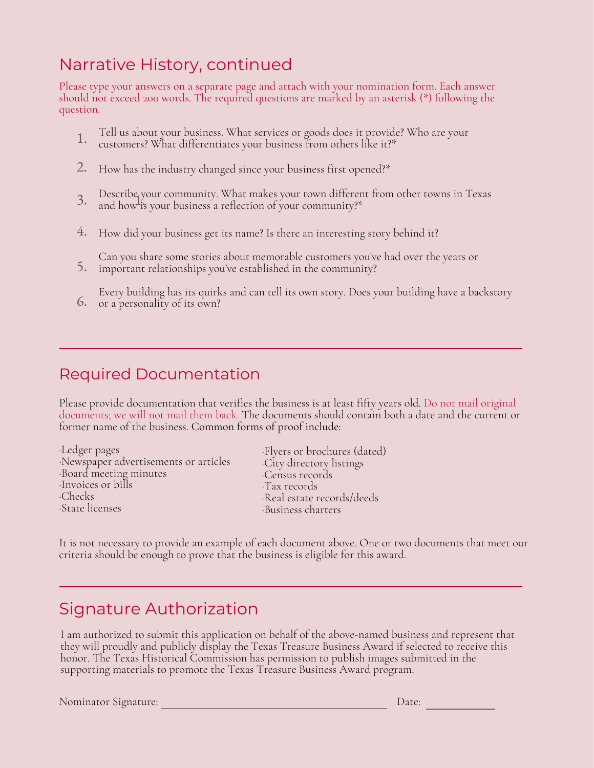## Narrative History, continued

Please type your answers on a separate page and attach with your nomination form. Each answer should not exceed 200 words. The required questions are marked by an asterisk (*) following the question.

1. Tell us about your business. What services or goods does it provide? Who are your customers? What differentiates your business from others like it?*
2. How has the industry changed since your business first opened?*
3. Describe your community. What makes your town different from other towns in Texas and how is your business a reflection of your community?*
4. How did your business get its name? Is there an interesting story behind it?
5. Can you share some stories about memorable customers you've had over the years or important relationships you've established in the community?
6. Every building has its quirks and can tell its own story. Does your building have a backstory or a personality of its own?

---

## Required Documentation

Please provide documentation that verifies the business is at least fifty years old. Do not mail original documents; we will not mail them back. The documents should contain both a date and the current or former name of the business. Common forms of proof include:

- Ledger pages
- Newspaper advertisements or articles
- Board meeting minutes
- Invoices or bills
- Checks
- State licenses
- Flyers or brochures (dated)
- City directory listings
- Census records
- Tax records
- Real estate records/deeds
- Business charters

It is not necessary to provide an example of each document above. One or two documents that meet our criteria should be enough to prove that the business is eligible for this award.

---

## Signature Authorization

I am authorized to submit this application on behalf of the above-named business and represent that they will proudly and publicly display the Texas Treasure Business Award if selected to receive this honor. The Texas Historical Commission has permission to publish images submitted in the supporting materials to promote the Texas Treasure Business Award program.

Nominator Signature: ______________________________ Date: __________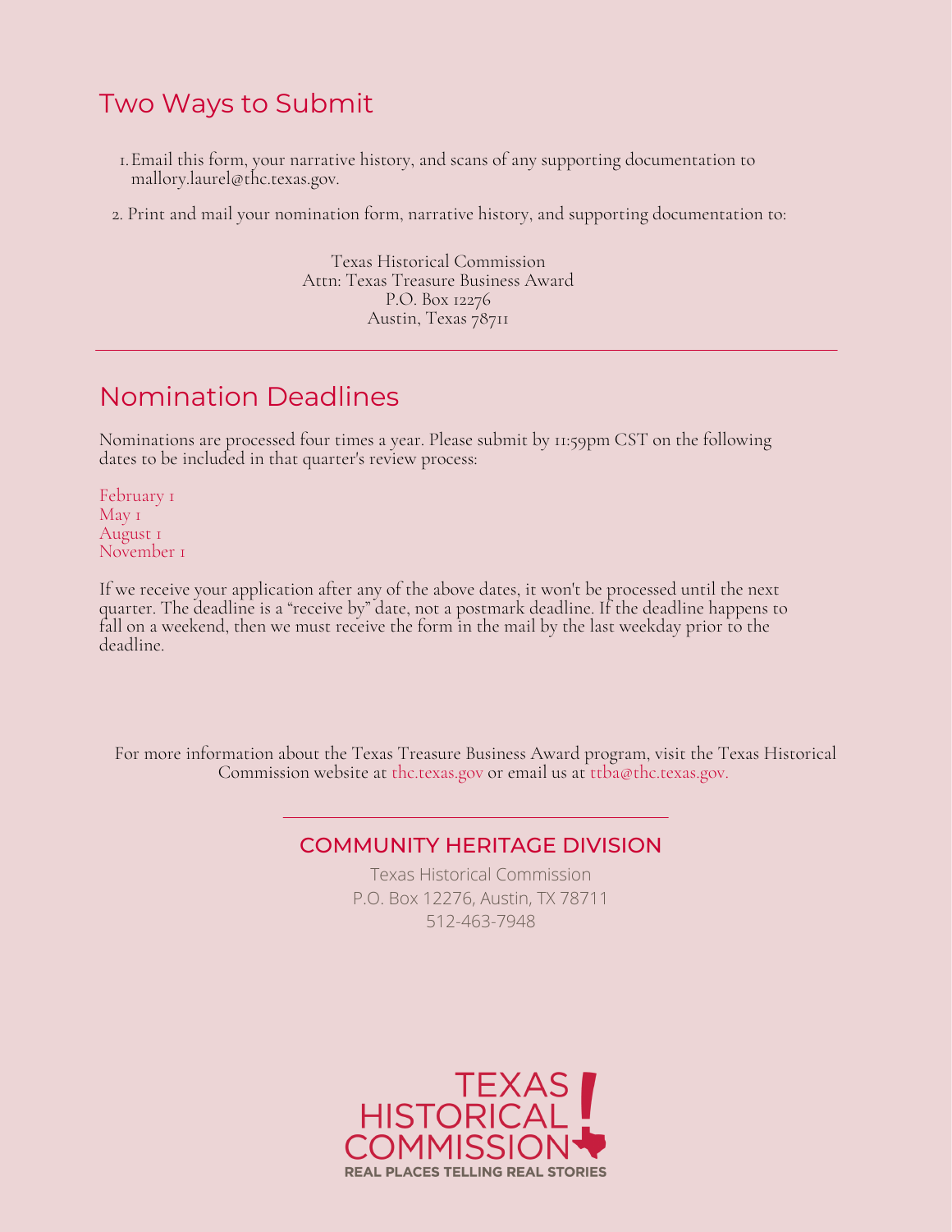## Two Ways to Submit

1. Email this form, your narrative history, and scans of any supporting documentation to mallory.laurel@thc.texas.gov.
2. Print and mail your nomination form, narrative history, and supporting documentation to:

Texas Historical Commission
Attn: Texas Treasure Business Award
P.O. Box 12276
Austin, Texas 78711

---

## Nomination Deadlines

Nominations are processed four times a year. Please submit by 11:59pm CST on the following dates to be included in that quarter's review process:

February 1
May 1
August 1
November 1

If we receive your application after any of the above dates, it won't be processed until the next quarter. The deadline is a "receive by" date, not a postmark deadline. If the deadline happens to fall on a weekend, then we must receive the form in the mail by the last weekday prior to the deadline.

For more information about the Texas Treasure Business Award program, visit the Texas Historical Commission website at thc.texas.gov or email us at ttba@thc.texas.gov.

---

### COMMUNITY HERITAGE DIVISION

Texas Historical Commission
P.O. Box 12276, Austin, TX 78711
512-463-7948

TEXAS HISTORICAL COMMISSION
REAL PLACES TELLING REAL STORIES